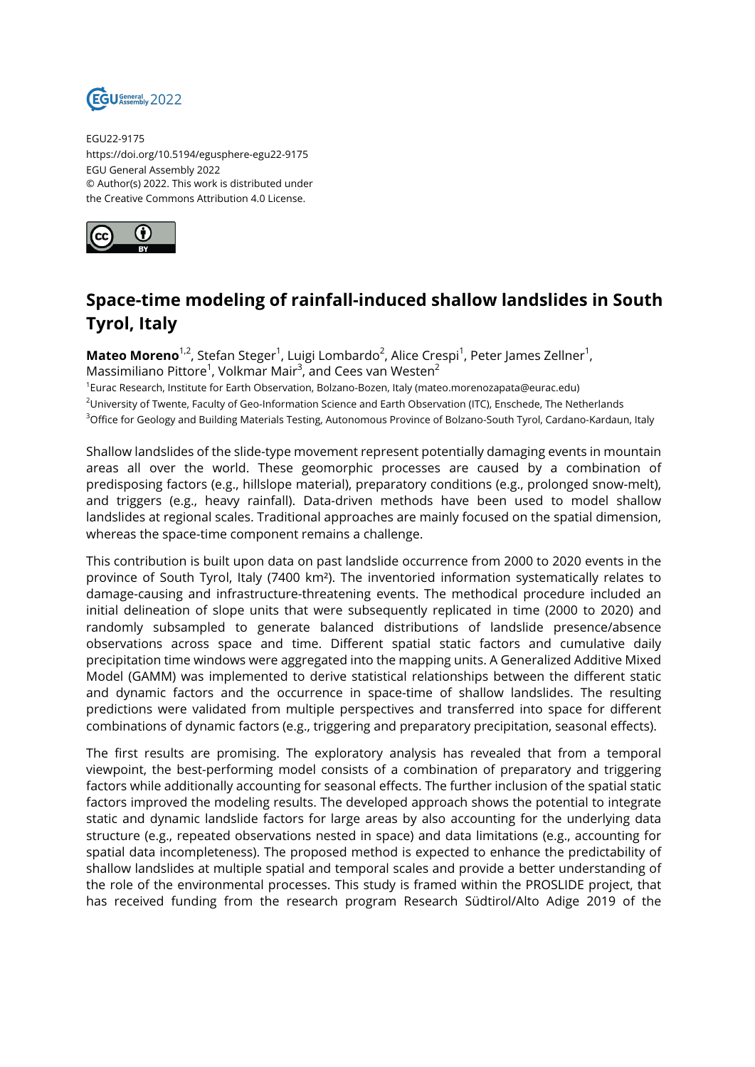EGU22-9175
https://doi.org/10.5194/egusphere-egu22-9175
EGU General Assembly 2022
© Author(s) 2022. This work is distributed under the Creative Commons Attribution 4.0 License.

# Space-time modeling of rainfall-induced shallow landslides in South Tyrol, Italy

**Mateo Moreno**[1,2], Stefan Steger[1], Luigi Lombardo[2], Alice Crespi[1], Peter James Zellner[1], Massimiliano Pittore[1], Volkmar Mair[3], and Cees van Westen[2]

[1]Eurac Research, Institute for Earth Observation, Bolzano-Bozen, Italy (mateo.morenozapata@eurac.edu)
[2]University of Twente, Faculty of Geo-Information Science and Earth Observation (ITC), Enschede, The Netherlands
[3]Office for Geology and Building Materials Testing, Autonomous Province of Bolzano-South Tyrol, Cardano-Kardaun, Italy

Shallow landslides of the slide-type movement represent potentially damaging events in mountain areas all over the world. These geomorphic processes are caused by a combination of predisposing factors (e.g., hillslope material), preparatory conditions (e.g., prolonged snow-melt), and triggers (e.g., heavy rainfall). Data-driven methods have been used to model shallow landslides at regional scales. Traditional approaches are mainly focused on the spatial dimension, whereas the space-time component remains a challenge.

This contribution is built upon data on past landslide occurrence from 2000 to 2020 events in the province of South Tyrol, Italy (7400 km²). The inventoried information systematically relates to damage-causing and infrastructure-threatening events. The methodical procedure included an initial delineation of slope units that were subsequently replicated in time (2000 to 2020) and randomly subsampled to generate balanced distributions of landslide presence/absence observations across space and time. Different spatial static factors and cumulative daily precipitation time windows were aggregated into the mapping units. A Generalized Additive Mixed Model (GAMM) was implemented to derive statistical relationships between the different static and dynamic factors and the occurrence in space-time of shallow landslides. The resulting predictions were validated from multiple perspectives and transferred into space for different combinations of dynamic factors (e.g., triggering and preparatory precipitation, seasonal effects).

The first results are promising. The exploratory analysis has revealed that from a temporal viewpoint, the best-performing model consists of a combination of preparatory and triggering factors while additionally accounting for seasonal effects. The further inclusion of the spatial static factors improved the modeling results. The developed approach shows the potential to integrate static and dynamic landslide factors for large areas by also accounting for the underlying data structure (e.g., repeated observations nested in space) and data limitations (e.g., accounting for spatial data incompleteness). The proposed method is expected to enhance the predictability of shallow landslides at multiple spatial and temporal scales and provide a better understanding of the role of the environmental processes. This study is framed within the PROSLIDE project, that has received funding from the research program Research Südtirol/Alto Adige 2019 of the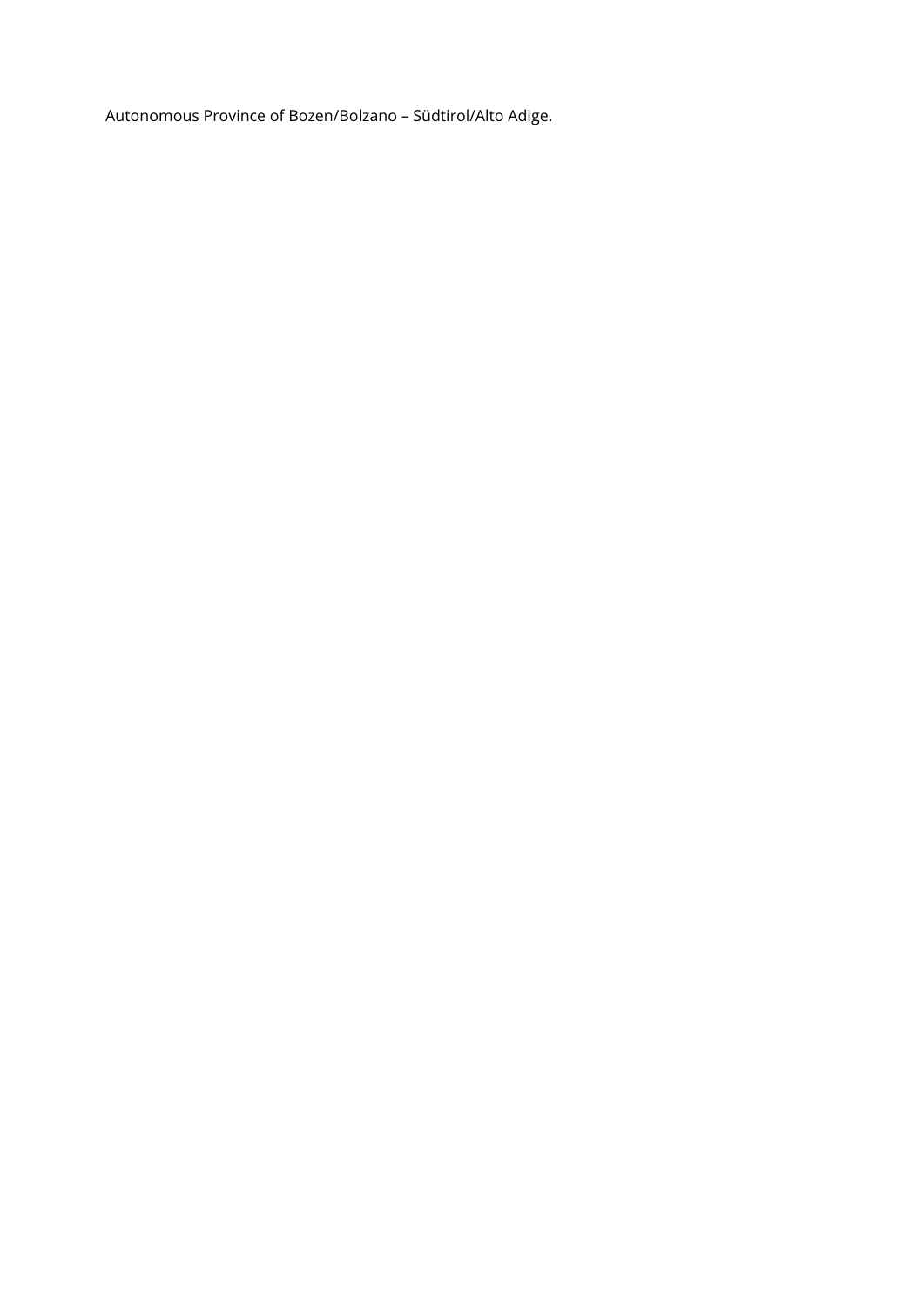Autonomous Province of Bozen/Bolzano – Südtirol/Alto Adige.